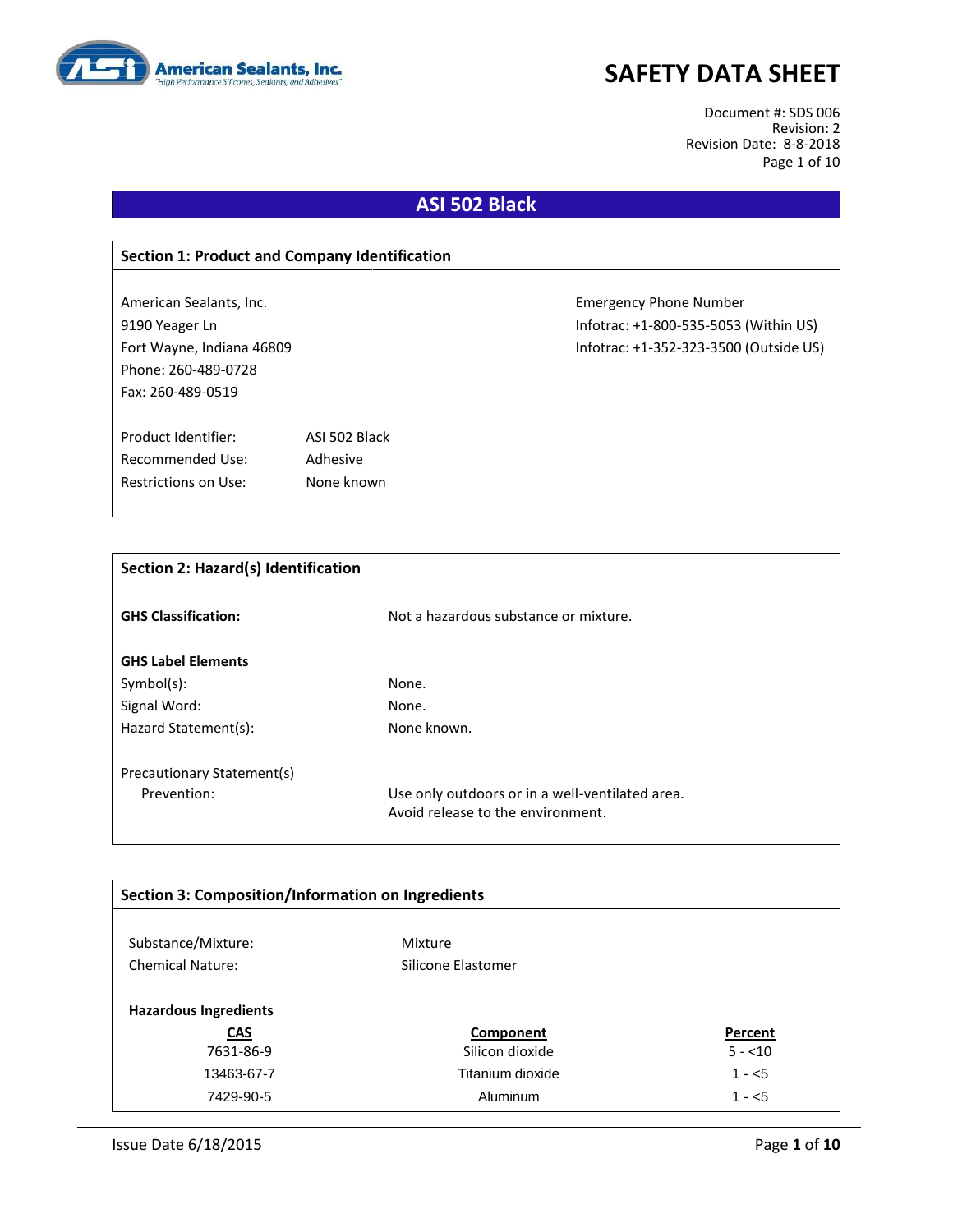# SAFETY DATA SHEET

American Sealants, Inc. "High Performance Silicones, Sealants, and Adhesives"

Document #: SDS 006
Revision: 2
Revision Date: 8-8-2018

## ASI 502 Black

### Section 1: Product and Company Identification

American Sealants, Inc.
9190 Yeager Ln
Fort Wayne, Indiana 46809
Phone: 260-489-0728
Fax: 260-489-0519

Emergency Phone Number
Infotrac: +1-800-535-5053 (Within US)
Infotrac: +1-352-323-3500 (Outside US)

| | |
|---|---|
| Product Identifier: | ASI 502 Black |
| Recommended Use: | Adhesive |
| Restrictions on Use: | None known |

### Section 2: Hazard(s) Identification

**GHS Classification:** Not a hazardous substance or mixture.

**GHS Label Elements**

| | |
|---|---|
| Symbol(s): | None. |
| Signal Word: | None. |
| Hazard Statement(s): | None known. |

Precautionary Statement(s)

Prevention: Use only outdoors or in a well-ventilated area.
Avoid release to the environment.

### Section 3: Composition/Information on Ingredients

| | |
|---|---|
| Substance/Mixture: | Mixture |
| Chemical Nature: | Silicone Elastomer |

**Hazardous Ingredients**

| CAS | Component | Percent |
|---|---|---|
| 7631-86-9 | Silicon dioxide | 5 - <10 |
| 13463-67-7 | Titanium dioxide | 1 - <5 |
| 7429-90-5 | Aluminum | 1 - <5 |

Issue Date 6/18/2015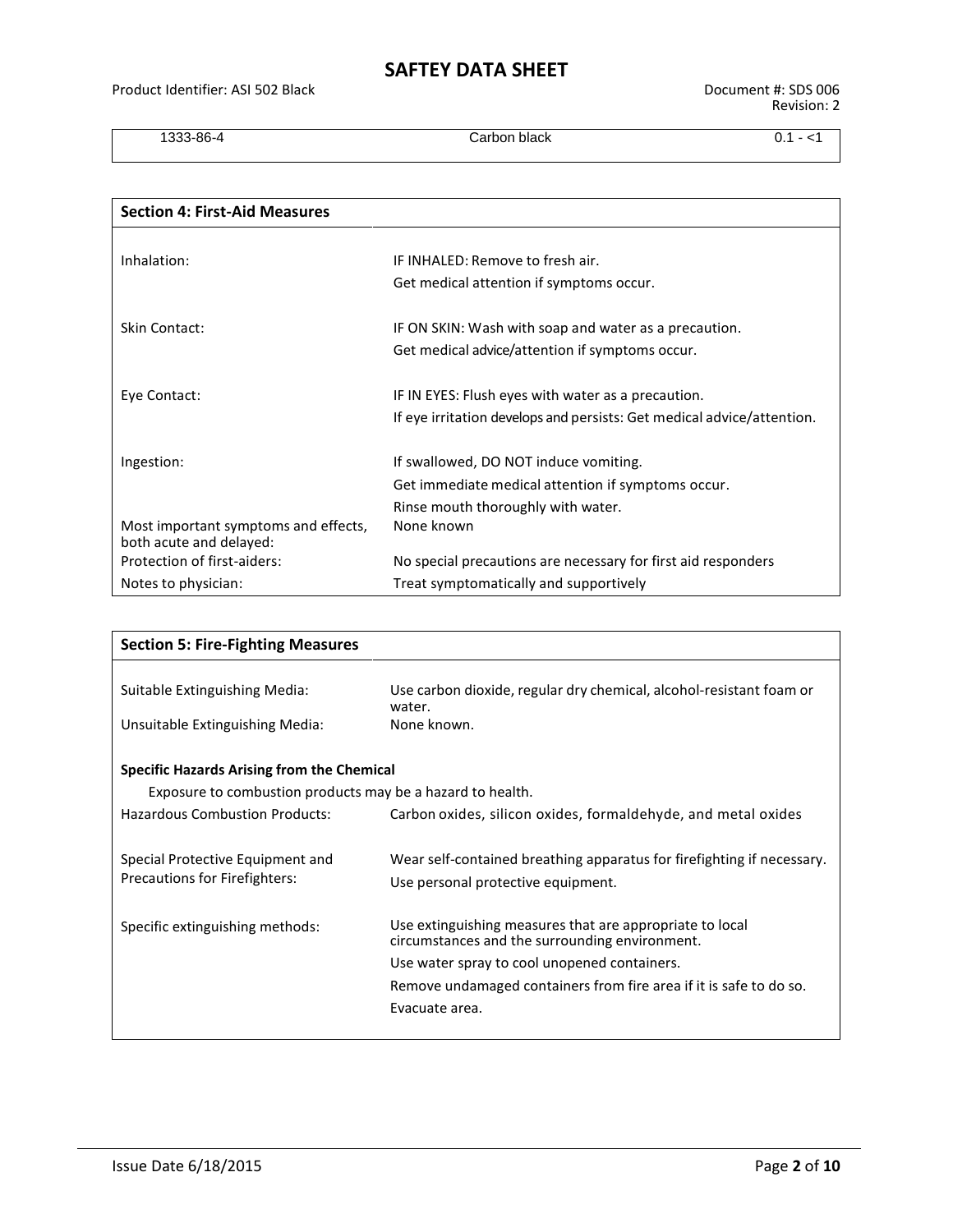| 1333-86-4 | Carbon black | 0.1 - <1 |
| --- | --- | --- |

## Section 4: First-Aid Measures

| | |
| --- | --- |
| Inhalation: | IF INHALED: Remove to fresh air.<br>Get medical attention if symptoms occur. |
| Skin Contact: | IF ON SKIN: Wash with soap and water as a precaution.<br>Get medical advice/attention if symptoms occur. |
| Eye Contact: | IF IN EYES: Flush eyes with water as a precaution.<br>If eye irritation develops and persists: Get medical advice/attention. |
| Ingestion: | If swallowed, DO NOT induce vomiting.<br>Get immediate medical attention if symptoms occur.<br>Rinse mouth thoroughly with water. |
| Most important symptoms and effects, both acute and delayed: | None known |
| Protection of first-aiders: | No special precautions are necessary for first aid responders |
| Notes to physician: | Treat symptomatically and supportively |

## Section 5: Fire-Fighting Measures

| | |
| --- | --- |
| Suitable Extinguishing Media: | Use carbon dioxide, regular dry chemical, alcohol-resistant foam or water. |
| Unsuitable Extinguishing Media: | None known. |

**Specific Hazards Arising from the Chemical**

Exposure to combustion products may be a hazard to health.

| | |
| --- | --- |
| Hazardous Combustion Products: | Carbon oxides, silicon oxides, formaldehyde, and metal oxides |
| Special Protective Equipment and Precautions for Firefighters: | Wear self-contained breathing apparatus for firefighting if necessary.<br>Use personal protective equipment. |
| Specific extinguishing methods: | Use extinguishing measures that are appropriate to local circumstances and the surrounding environment.<br>Use water spray to cool unopened containers.<br>Remove undamaged containers from fire area if it is safe to do so.<br>Evacuate area. |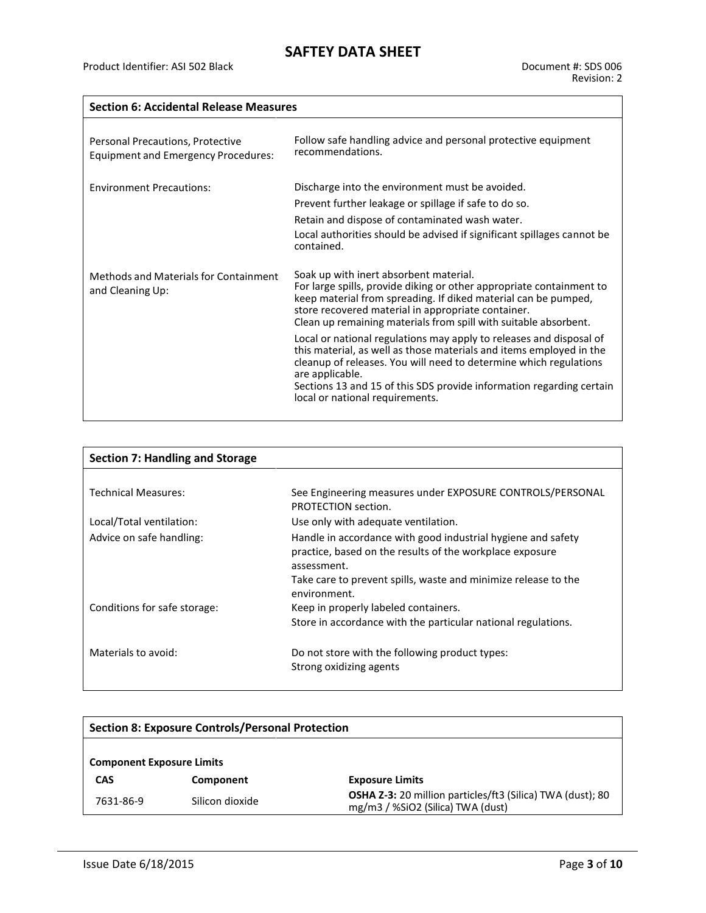## Section 6: Accidental Release Measures

| | |
|---|---|
| Personal Precautions, Protective Equipment and Emergency Procedures: | Follow safe handling advice and personal protective equipment recommendations. |
| Environment Precautions: | Discharge into the environment must be avoided.<br>Prevent further leakage or spillage if safe to do so.<br>Retain and dispose of contaminated wash water.<br>Local authorities should be advised if significant spillages cannot be contained. |
| Methods and Materials for Containment and Cleaning Up: | Soak up with inert absorbent material.<br>For large spills, provide diking or other appropriate containment to keep material from spreading. If diked material can be pumped, store recovered material in appropriate container.<br>Clean up remaining materials from spill with suitable absorbent.<br>Local or national regulations may apply to releases and disposal of this material, as well as those materials and items employed in the cleanup of releases. You will need to determine which regulations are applicable.<br>Sections 13 and 15 of this SDS provide information regarding certain local or national requirements. |

## Section 7: Handling and Storage

| | |
|---|---|
| Technical Measures: | See Engineering measures under EXPOSURE CONTROLS/PERSONAL PROTECTION section. |
| Local/Total ventilation: | Use only with adequate ventilation. |
| Advice on safe handling: | Handle in accordance with good industrial hygiene and safety practice, based on the results of the workplace exposure assessment.<br>Take care to prevent spills, waste and minimize release to the environment. |
| Conditions for safe storage: | Keep in properly labeled containers.<br>Store in accordance with the particular national regulations. |
| Materials to avoid: | Do not store with the following product types:<br>Strong oxidizing agents |

## Section 8: Exposure Controls/Personal Protection

**Component Exposure Limits**

| CAS | Component | Exposure Limits |
|---|---|---|
| 7631-86-9 | Silicon dioxide | **OSHA Z-3:** 20 million particles/ft3 (Silica) TWA (dust); 80 mg/m3 / %SiO2 (Silica) TWA (dust) |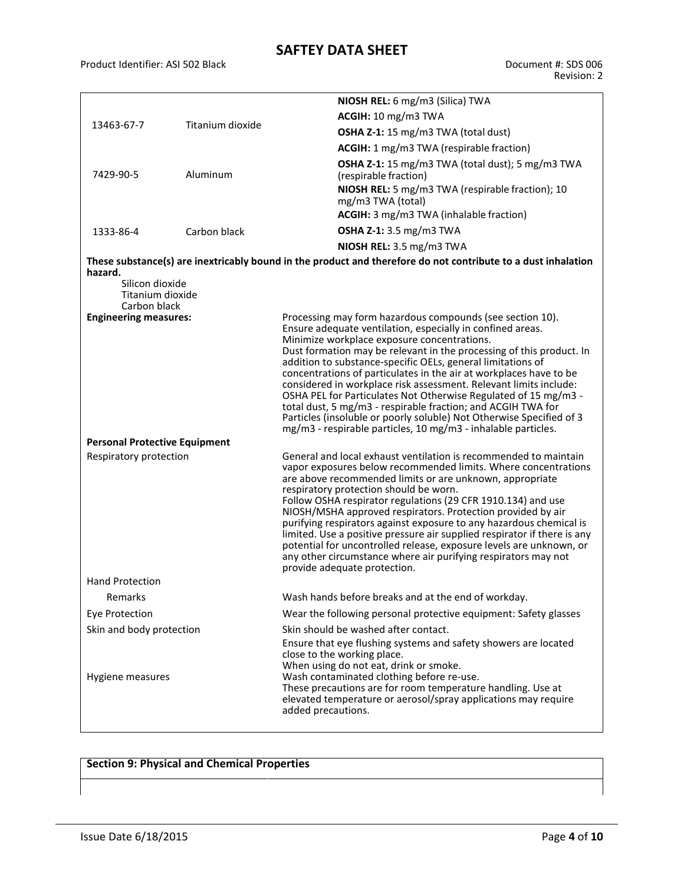| | | |
|---|---|---|
| | | **NIOSH REL:** 6 mg/m3 (Silica) TWA |
| 13463-67-7 | Titanium dioxide | **ACGIH:** 10 mg/m3 TWA |
| | | **OSHA Z-1:** 15 mg/m3 TWA (total dust) |
| 7429-90-5 | Aluminum | **ACGIH:** 1 mg/m3 TWA (respirable fraction) |
| | | **OSHA Z-1:** 15 mg/m3 TWA (total dust); 5 mg/m3 TWA (respirable fraction) |
| | | **NIOSH REL:** 5 mg/m3 TWA (respirable fraction); 10 mg/m3 TWA (total) |
| 1333-86-4 | Carbon black | **ACGIH:** 3 mg/m3 TWA (inhalable fraction) |
| | | **OSHA Z-1:** 3.5 mg/m3 TWA |
| | | **NIOSH REL:** 3.5 mg/m3 TWA |

**These substance(s) are inextricably bound in the product and therefore do not contribute to a dust inhalation hazard.**

- Silicon dioxide
- Titanium dioxide
- Carbon black

**Engineering measures:**

Processing may form hazardous compounds (see section 10).
Ensure adequate ventilation, especially in confined areas.
Minimize workplace exposure concentrations.
Dust formation may be relevant in the processing of this product. In addition to substance-specific OELs, general limitations of concentrations of particulates in the air at workplaces have to be considered in workplace risk assessment. Relevant limits include: OSHA PEL for Particulates Not Otherwise Regulated of 15 mg/m3 - total dust, 5 mg/m3 - respirable fraction; and ACGIH TWA for Particles (insoluble or poorly soluble) Not Otherwise Specified of 3 mg/m3 - respirable particles, 10 mg/m3 - inhalable particles.

**Personal Protective Equipment**

| | |
|---|---|
| Respiratory protection | General and local exhaust ventilation is recommended to maintain vapor exposures below recommended limits. Where concentrations are above recommended limits or are unknown, appropriate respiratory protection should be worn. Follow OSHA respirator regulations (29 CFR 1910.134) and use NIOSH/MSHA approved respirators. Protection provided by air purifying respirators against exposure to any hazardous chemical is limited. Use a positive pressure air supplied respirator if there is any potential for uncontrolled release, exposure levels are unknown, or any other circumstance where air purifying respirators may not provide adequate protection. |
| Hand Protection | |
| Remarks | Wash hands before breaks and at the end of workday. |
| Eye Protection | Wear the following personal protective equipment: Safety glasses |
| Skin and body protection | Skin should be washed after contact. |
| Hygiene measures | Ensure that eye flushing systems and safety showers are located close to the working place. When using do not eat, drink or smoke. Wash contaminated clothing before re-use. These precautions are for room temperature handling. Use at elevated temperature or aerosol/spray applications may require added precautions. |

## Section 9: Physical and Chemical Properties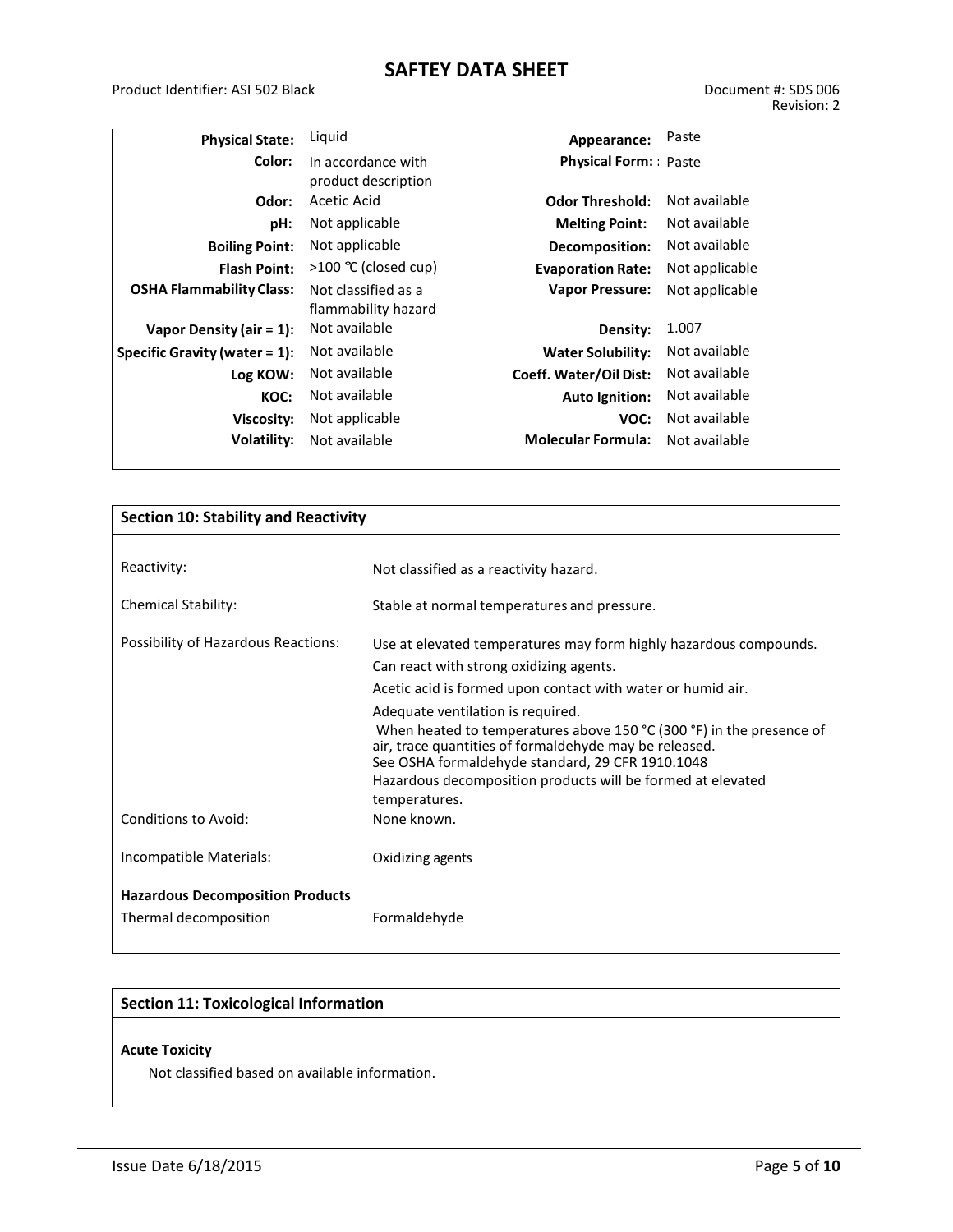| | | | |
|---|---|---|---|
| **Physical State:** | Liquid | **Appearance:** | Paste |
| **Color:** | In accordance with product description | **Physical Form:** | : Paste |
| **Odor:** | Acetic Acid | **Odor Threshold:** | Not available |
| **pH:** | Not applicable | **Melting Point:** | Not available |
| **Boiling Point:** | Not applicable | **Decomposition:** | Not available |
| **Flash Point:** | >100 ℃ (closed cup) | **Evaporation Rate:** | Not applicable |
| **OSHA Flammability Class:** | Not classified as a flammability hazard | **Vapor Pressure:** | Not applicable |
| **Vapor Density (air = 1):** | Not available | **Density:** | 1.007 |
| **Specific Gravity (water = 1):** | Not available | **Water Solubility:** | Not available |
| **Log KOW:** | Not available | **Coeff. Water/Oil Dist:** | Not available |
| **KOC:** | Not available | **Auto Ignition:** | Not available |
| **Viscosity:** | Not applicable | **VOC:** | Not available |
| **Volatility:** | Not available | **Molecular Formula:** | Not available |

## Section 10: Stability and Reactivity

| | |
|---|---|
| Reactivity: | Not classified as a reactivity hazard. |
| Chemical Stability: | Stable at normal temperatures and pressure. |
| Possibility of Hazardous Reactions: | Use at elevated temperatures may form highly hazardous compounds.<br>Can react with strong oxidizing agents.<br>Acetic acid is formed upon contact with water or humid air.<br>Adequate ventilation is required.<br>When heated to temperatures above 150 °C (300 °F) in the presence of air, trace quantities of formaldehyde may be released.<br>See OSHA formaldehyde standard, 29 CFR 1910.1048<br>Hazardous decomposition products will be formed at elevated temperatures. |
| Conditions to Avoid: | None known. |
| Incompatible Materials: | Oxidizing agents |

**Hazardous Decomposition Products**

| | |
|---|---|
| Thermal decomposition | Formaldehyde |

## Section 11: Toxicological Information

**Acute Toxicity**

Not classified based on available information.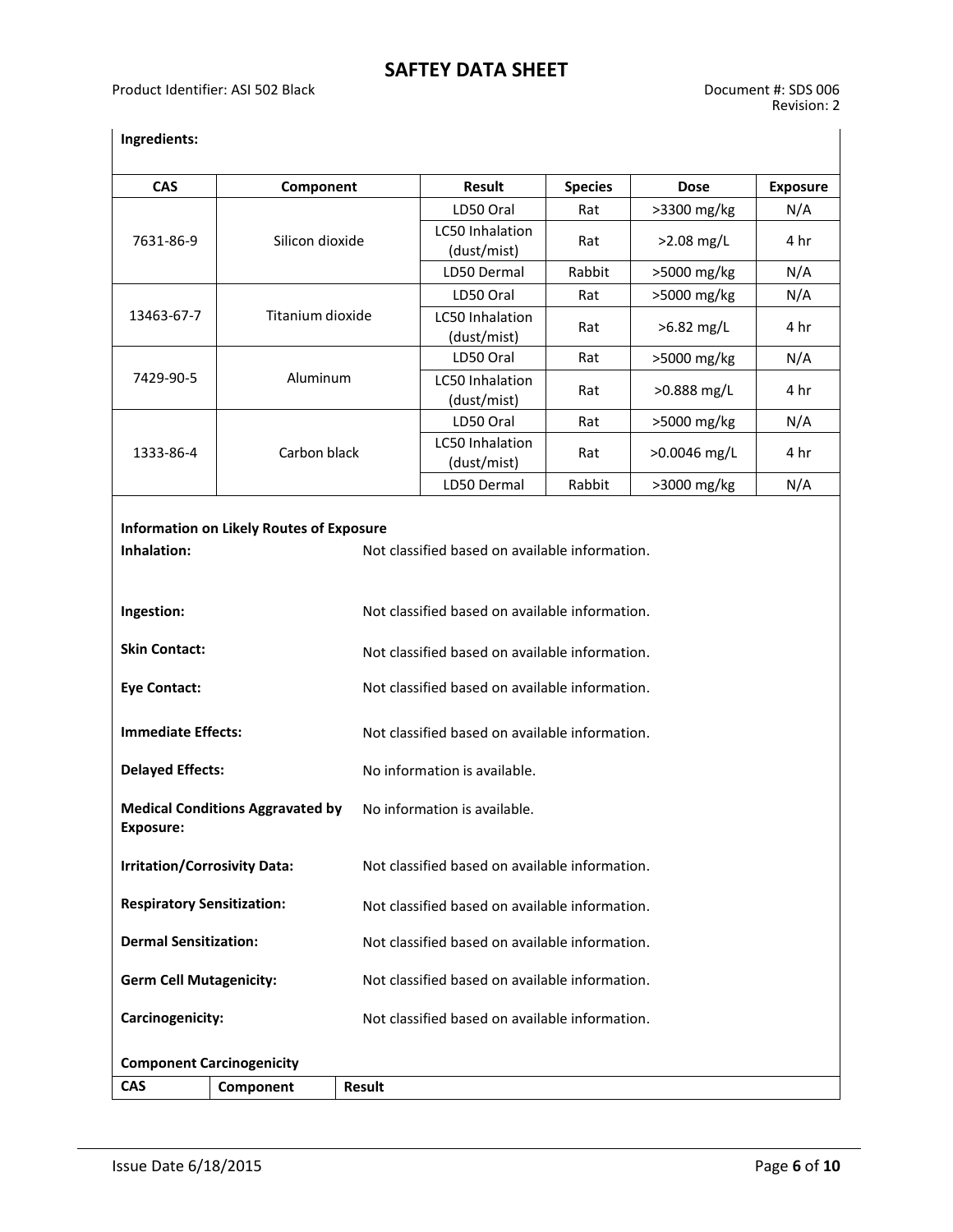**Ingredients:**

| CAS | Component | Result | Species | Dose | Exposure |
|---|---|---|---|---|---|
| 7631-86-9 | Silicon dioxide | LD50 Oral | Rat | >3300 mg/kg | N/A |
| | | LC50 Inhalation (dust/mist) | Rat | >2.08 mg/L | 4 hr |
| | | LD50 Dermal | Rabbit | >5000 mg/kg | N/A |
| 13463-67-7 | Titanium dioxide | LD50 Oral | Rat | >5000 mg/kg | N/A |
| | | LC50 Inhalation (dust/mist) | Rat | >6.82 mg/L | 4 hr |
| 7429-90-5 | Aluminum | LD50 Oral | Rat | >5000 mg/kg | N/A |
| | | LC50 Inhalation (dust/mist) | Rat | >0.888 mg/L | 4 hr |
| 1333-86-4 | Carbon black | LD50 Oral | Rat | >5000 mg/kg | N/A |
| | | LC50 Inhalation (dust/mist) | Rat | >0.0046 mg/L | 4 hr |
| | | LD50 Dermal | Rabbit | >3000 mg/kg | N/A |

**Information on Likely Routes of Exposure**

**Inhalation:** Not classified based on available information.

**Ingestion:** Not classified based on available information.

**Skin Contact:** Not classified based on available information.

**Eye Contact:** Not classified based on available information.

**Immediate Effects:** Not classified based on available information.

**Delayed Effects:** No information is available.

**Medical Conditions Aggravated by Exposure:** No information is available.

**Irritation/Corrosivity Data:** Not classified based on available information.

**Respiratory Sensitization:** Not classified based on available information.

**Dermal Sensitization:** Not classified based on available information.

**Germ Cell Mutagenicity:** Not classified based on available information.

**Carcinogenicity:** Not classified based on available information.

**Component Carcinogenicity**

| CAS | Component | Result |
|---|---|---|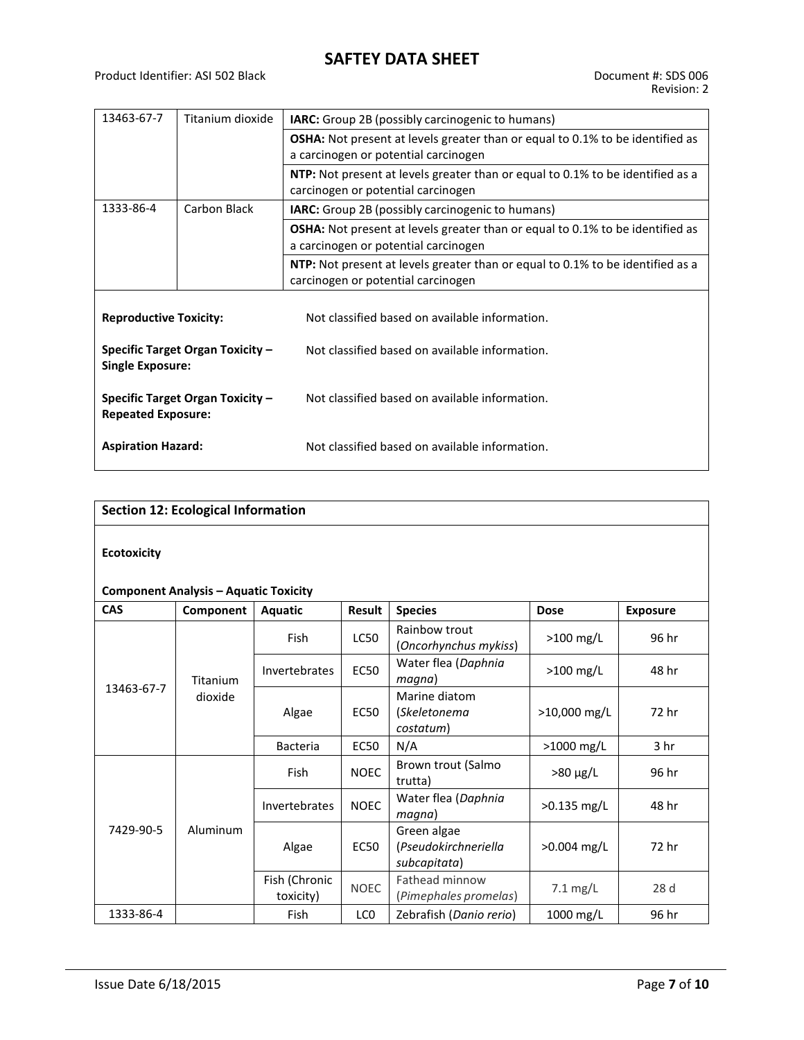| | | |
|---|---|---|
| 13463-67-7 | Titanium dioxide | **IARC:** Group 2B (possibly carcinogenic to humans) |
| | | **OSHA:** Not present at levels greater than or equal to 0.1% to be identified as a carcinogen or potential carcinogen |
| | | **NTP:** Not present at levels greater than or equal to 0.1% to be identified as a carcinogen or potential carcinogen |
| 1333-86-4 | Carbon Black | **IARC:** Group 2B (possibly carcinogenic to humans) |
| | | **OSHA:** Not present at levels greater than or equal to 0.1% to be identified as a carcinogen or potential carcinogen |
| | | **NTP:** Not present at levels greater than or equal to 0.1% to be identified as a carcinogen or potential carcinogen |

**Reproductive Toxicity:** Not classified based on available information.

**Specific Target Organ Toxicity – Single Exposure:** Not classified based on available information.

**Specific Target Organ Toxicity – Repeated Exposure:** Not classified based on available information.

**Aspiration Hazard:** Not classified based on available information.

## Section 12: Ecological Information

**Ecotoxicity**

**Component Analysis – Aquatic Toxicity**

| CAS | Component | Aquatic | Result | Species | Dose | Exposure |
|---|---|---|---|---|---|---|
| 13463-67-7 | Titanium dioxide | Fish | LC50 | Rainbow trout (*Oncorhynchus mykiss*) | >100 mg/L | 96 hr |
| | | Invertebrates | EC50 | Water flea (*Daphnia magna*) | >100 mg/L | 48 hr |
| | | Algae | EC50 | Marine diatom (*Skeletonema costatum*) | >10,000 mg/L | 72 hr |
| | | Bacteria | EC50 | N/A | >1000 mg/L | 3 hr |
| 7429-90-5 | Aluminum | Fish | NOEC | Brown trout (Salmo trutta) | >80 µg/L | 96 hr |
| | | Invertebrates | NOEC | Water flea (*Daphnia magna*) | >0.135 mg/L | 48 hr |
| | | Algae | EC50 | Green algae (*Pseudokirchneriella subcapitata*) | >0.004 mg/L | 72 hr |
| | | Fish (Chronic toxicity) | NOEC | Fathead minnow (*Pimephales promelas*) | 7.1 mg/L | 28 d |
| 1333-86-4 | | Fish | LC0 | Zebrafish (*Danio rerio*) | 1000 mg/L | 96 hr |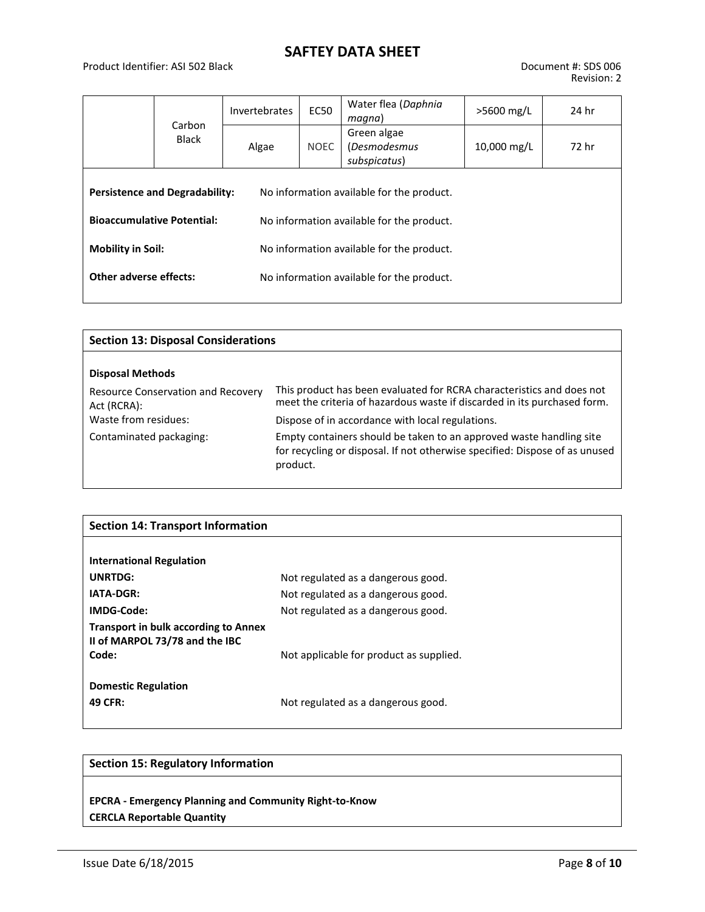| | Carbon Black | Invertebrates | EC50 | Water flea (*Daphnia magna*) | >5600 mg/L | 24 hr |
|---|---|---|---|---|---|---|
| | | Algae | NOEC | Green algae (*Desmodesmus subspicatus*) | 10,000 mg/L | 72 hr |

**Persistence and Degradability:** No information available for the product.

**Bioaccumulative Potential:** No information available for the product.

**Mobility in Soil:** No information available for the product.

**Other adverse effects:** No information available for the product.

## Section 13: Disposal Considerations

**Disposal Methods**

| | |
|---|---|
| Resource Conservation and Recovery Act (RCRA): | This product has been evaluated for RCRA characteristics and does not meet the criteria of hazardous waste if discarded in its purchased form. |
| Waste from residues: | Dispose of in accordance with local regulations. |
| Contaminated packaging: | Empty containers should be taken to an approved waste handling site for recycling or disposal. If not otherwise specified: Dispose of as unused product. |

## Section 14: Transport Information

**International Regulation**

| | |
|---|---|
| **UNRTDG:** | Not regulated as a dangerous good. |
| **IATA-DGR:** | Not regulated as a dangerous good. |
| **IMDG-Code:** | Not regulated as a dangerous good. |
| **Transport in bulk according to Annex II of MARPOL 73/78 and the IBC Code:** | Not applicable for product as supplied. |

**Domestic Regulation**

| | |
|---|---|
| **49 CFR:** | Not regulated as a dangerous good. |

## Section 15: Regulatory Information

**EPCRA - Emergency Planning and Community Right-to-Know**

**CERCLA Reportable Quantity**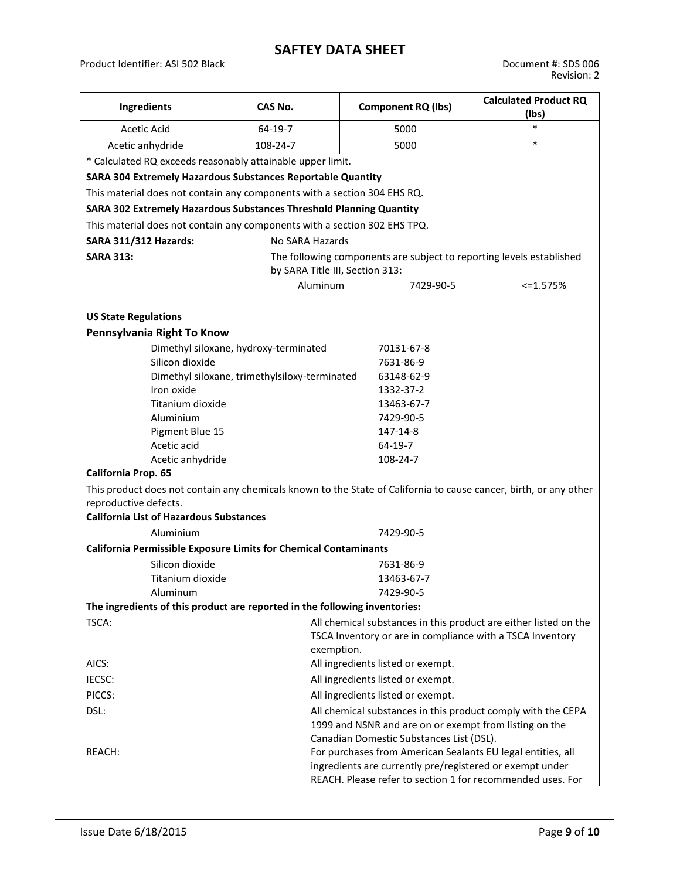| Ingredients | CAS No. | Component RQ (lbs) | Calculated Product RQ (lbs) |
|---|---|---|---|
| Acetic Acid | 64-19-7 | 5000 | * |
| Acetic anhydride | 108-24-7 | 5000 | * |

* Calculated RQ exceeds reasonably attainable upper limit.

**SARA 304 Extremely Hazardous Substances Reportable Quantity**

This material does not contain any components with a section 304 EHS RQ.

**SARA 302 Extremely Hazardous Substances Threshold Planning Quantity**

This material does not contain any components with a section 302 EHS TPQ.

**SARA 311/312 Hazards:** No SARA Hazards

**SARA 313:** The following components are subject to reporting levels established by SARA Title III, Section 313:

| Aluminum | 7429-90-5 | <=1.575% |
|---|---|---|

**US State Regulations**

**Pennsylvania Right To Know**

| Ingredient | CAS No. |
|---|---|
| Dimethyl siloxane, hydroxy-terminated | 70131-67-8 |
| Silicon dioxide | 7631-86-9 |
| Dimethyl siloxane, trimethylsiloxy-terminated | 63148-62-9 |
| Iron oxide | 1332-37-2 |
| Titanium dioxide | 13463-67-7 |
| Aluminium | 7429-90-5 |
| Pigment Blue 15 | 147-14-8 |
| Acetic acid | 64-19-7 |
| Acetic anhydride | 108-24-7 |

**California Prop. 65**

This product does not contain any chemicals known to the State of California to cause cancer, birth, or any other reproductive defects.

**California List of Hazardous Substances**

| Ingredient | CAS No. |
|---|---|
| Aluminium | 7429-90-5 |

**California Permissible Exposure Limits for Chemical Contaminants**

| Ingredient | CAS No. |
|---|---|
| Silicon dioxide | 7631-86-9 |
| Titanium dioxide | 13463-67-7 |
| Aluminum | 7429-90-5 |

**The ingredients of this product are reported in the following inventories:**

TSCA: All chemical substances in this product are either listed on the TSCA Inventory or are in compliance with a TSCA Inventory exemption.

AICS: All ingredients listed or exempt.

IECSC: All ingredients listed or exempt.

PICCS: All ingredients listed or exempt.

DSL: All chemical substances in this product comply with the CEPA 1999 and NSNR and are on or exempt from listing on the Canadian Domestic Substances List (DSL).

REACH: For purchases from American Sealants EU legal entities, all ingredients are currently pre/registered or exempt under REACH. Please refer to section 1 for recommended uses. For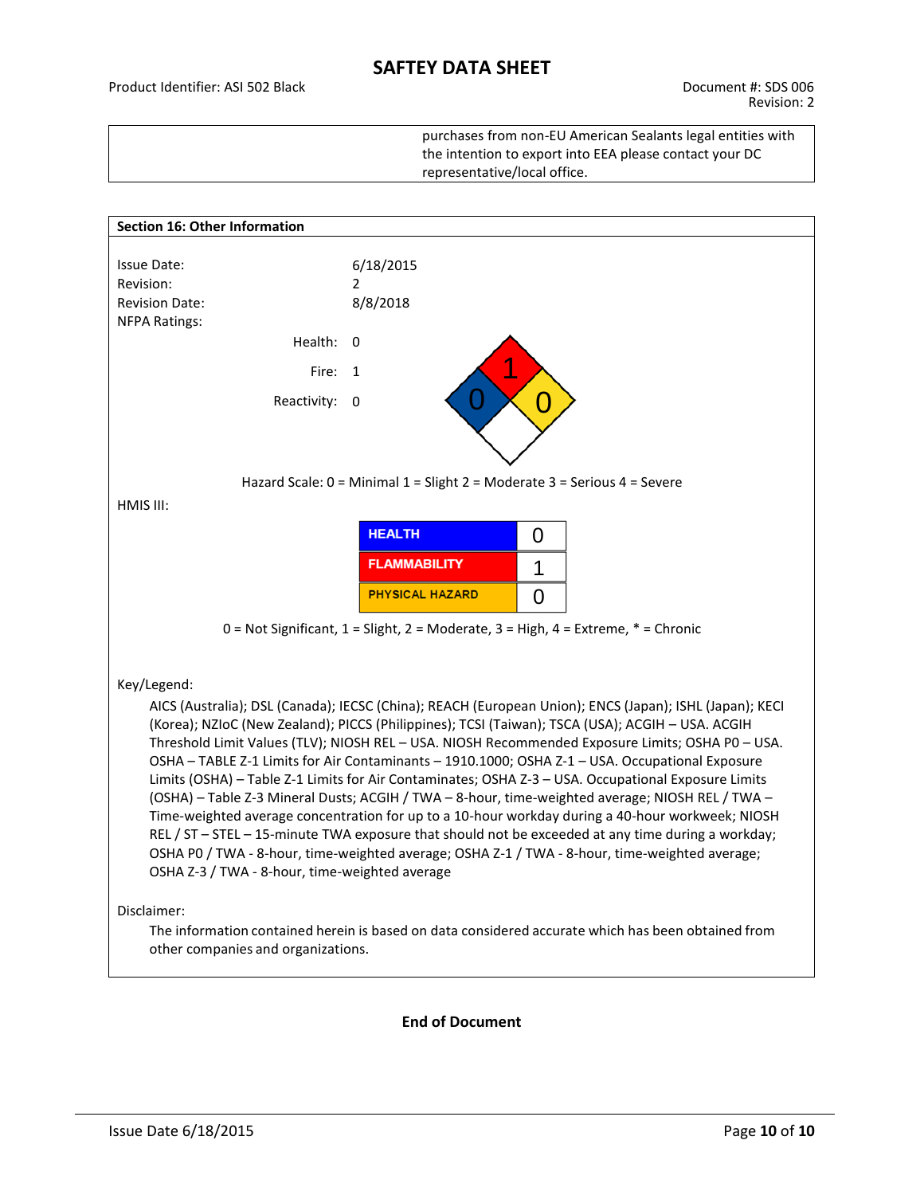| | |
|---|---|
| | purchases from non-EU American Sealants legal entities with the intention to export into EEA please contact your DC representative/local office. |

## Section 16: Other Information

Issue Date: 6/18/2015
Revision: 2
Revision Date: 8/8/2018
NFPA Ratings:

Health: 0

Fire: 1

Reactivity: 0

Hazard Scale: 0 = Minimal 1 = Slight 2 = Moderate 3 = Serious 4 = Severe

HMIS III:

| | |
|---|---|
| HEALTH | 0 |
| FLAMMABILITY | 1 |
| PHYSICAL HAZARD | 0 |

0 = Not Significant, 1 = Slight, 2 = Moderate, 3 = High, 4 = Extreme, * = Chronic

Key/Legend:

AICS (Australia); DSL (Canada); IECSC (China); REACH (European Union); ENCS (Japan); ISHL (Japan); KECI (Korea); NZIoC (New Zealand); PICCS (Philippines); TCSI (Taiwan); TSCA (USA); ACGIH – USA. ACGIH Threshold Limit Values (TLV); NIOSH REL – USA. NIOSH Recommended Exposure Limits; OSHA P0 – USA. OSHA – TABLE Z-1 Limits for Air Contaminants – 1910.1000; OSHA Z-1 – USA. Occupational Exposure Limits (OSHA) – Table Z-1 Limits for Air Contaminates; OSHA Z-3 – USA. Occupational Exposure Limits (OSHA) – Table Z-3 Mineral Dusts; ACGIH / TWA – 8-hour, time-weighted average; NIOSH REL / TWA – Time-weighted average concentration for up to a 10-hour workday during a 40-hour workweek; NIOSH REL / ST – STEL – 15-minute TWA exposure that should not be exceeded at any time during a workday; OSHA P0 / TWA - 8-hour, time-weighted average; OSHA Z-1 / TWA - 8-hour, time-weighted average; OSHA Z-3 / TWA - 8-hour, time-weighted average

Disclaimer:

The information contained herein is based on data considered accurate which has been obtained from other companies and organizations.

**End of Document**